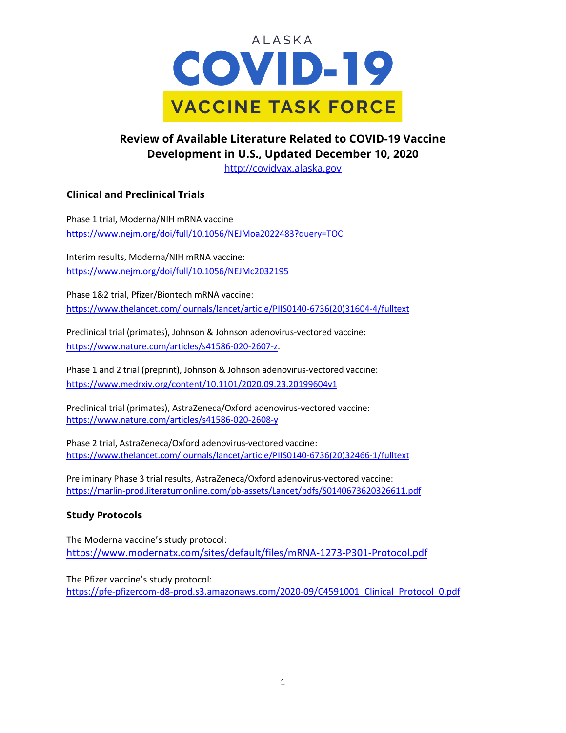ALASKA

# COVID-19

## VACCINE TASK FORCE

## Review of Available Literature Related to COVID-19 Vaccine Development in U.S., Updated December 10, 2020

http://covidvax.alaska.gov

### Clinical and Preclinical Trials

Phase 1 trial, Moderna/NIH mRNA vaccine
https://www.nejm.org/doi/full/10.1056/NEJMoa2022483?query=TOC

Interim results, Moderna/NIH mRNA vaccine:
https://www.nejm.org/doi/full/10.1056/NEJMc2032195

Phase 1&2 trial, Pfizer/Biontech mRNA vaccine:
https://www.thelancet.com/journals/lancet/article/PIIS0140-6736(20)31604-4/fulltext

Preclinical trial (primates), Johnson & Johnson adenovirus-vectored vaccine:
https://www.nature.com/articles/s41586-020-2607-z.

Phase 1 and 2 trial (preprint), Johnson & Johnson adenovirus-vectored vaccine:
https://www.medrxiv.org/content/10.1101/2020.09.23.20199604v1

Preclinical trial (primates), AstraZeneca/Oxford adenovirus-vectored vaccine:
https://www.nature.com/articles/s41586-020-2608-y

Phase 2 trial, AstraZeneca/Oxford adenovirus-vectored vaccine:
https://www.thelancet.com/journals/lancet/article/PIIS0140-6736(20)32466-1/fulltext

Preliminary Phase 3 trial results, AstraZeneca/Oxford adenovirus-vectored vaccine:
https://marlin-prod.literatumonline.com/pb-assets/Lancet/pdfs/S0140673620326611.pdf

### Study Protocols

The Moderna vaccine's study protocol:
https://www.modernatx.com/sites/default/files/mRNA-1273-P301-Protocol.pdf

The Pfizer vaccine's study protocol:
https://pfe-pfizercom-d8-prod.s3.amazonaws.com/2020-09/C4591001_Clinical_Protocol_0.pdf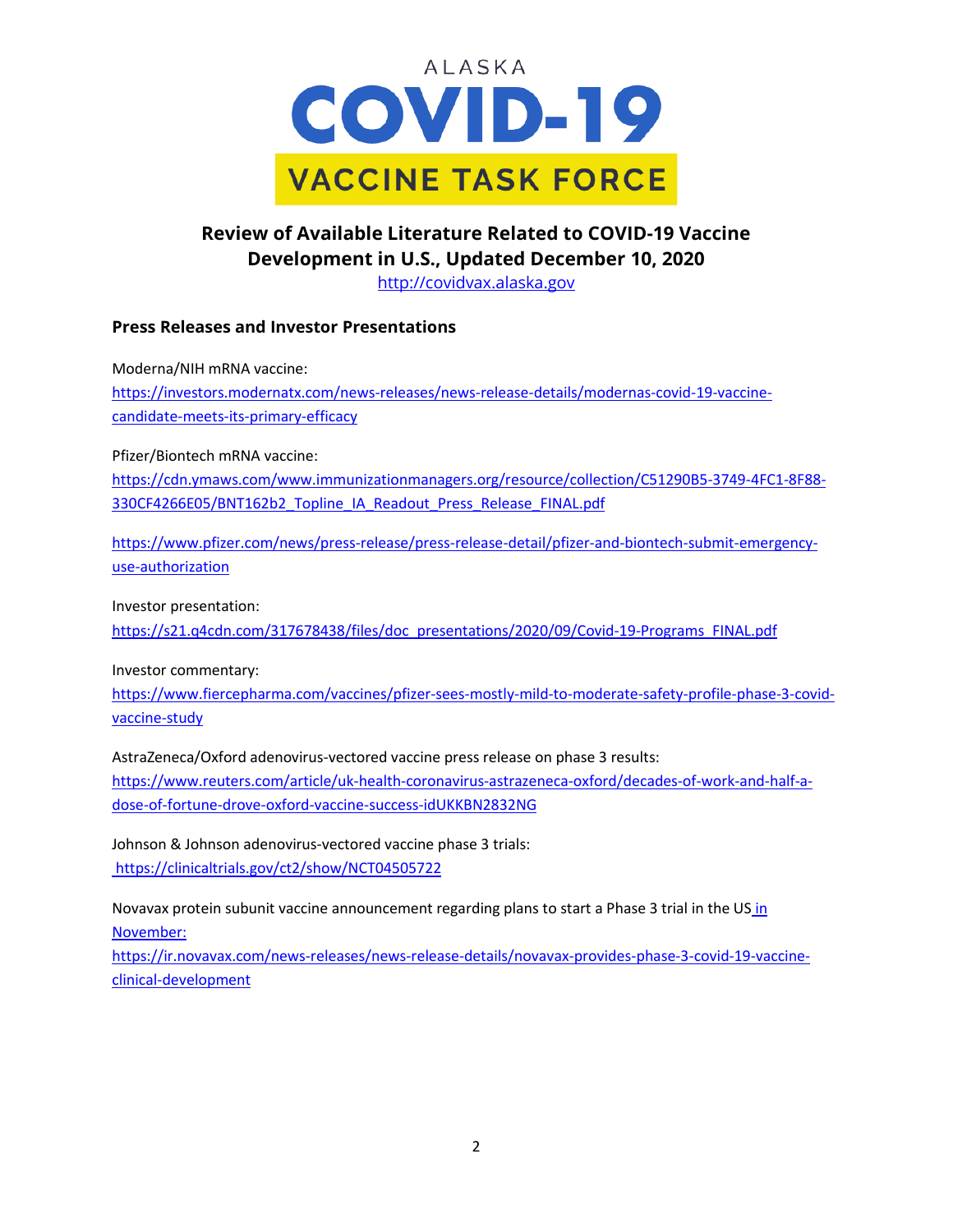ALASKA

# COVID-19

## VACCINE TASK FORCE

## Review of Available Literature Related to COVID-19 Vaccine Development in U.S., Updated December 10, 2020

http://covidvax.alaska.gov

### Press Releases and Investor Presentations

Moderna/NIH mRNA vaccine:
https://investors.modernatx.com/news-releases/news-release-details/modernas-covid-19-vaccine-candidate-meets-its-primary-efficacy

Pfizer/Biontech mRNA vaccine:
https://cdn.ymaws.com/www.immunizationmanagers.org/resource/collection/C51290B5-3749-4FC1-8F88-330CF4266E05/BNT162b2_Topline_IA_Readout_Press_Release_FINAL.pdf

https://www.pfizer.com/news/press-release/press-release-detail/pfizer-and-biontech-submit-emergency-use-authorization

Investor presentation:
https://s21.q4cdn.com/317678438/files/doc_presentations/2020/09/Covid-19-Programs_FINAL.pdf

Investor commentary:
https://www.fiercepharma.com/vaccines/pfizer-sees-mostly-mild-to-moderate-safety-profile-phase-3-covid-vaccine-study

AstraZeneca/Oxford adenovirus-vectored vaccine press release on phase 3 results:
https://www.reuters.com/article/uk-health-coronavirus-astrazeneca-oxford/decades-of-work-and-half-a-dose-of-fortune-drove-oxford-vaccine-success-idUKKBN2832NG

Johnson & Johnson adenovirus-vectored vaccine phase 3 trials:
https://clinicaltrials.gov/ct2/show/NCT04505722

Novavax protein subunit vaccine announcement regarding plans to start a Phase 3 trial in the US in November:
https://ir.novavax.com/news-releases/news-release-details/novavax-provides-phase-3-covid-19-vaccine-clinical-development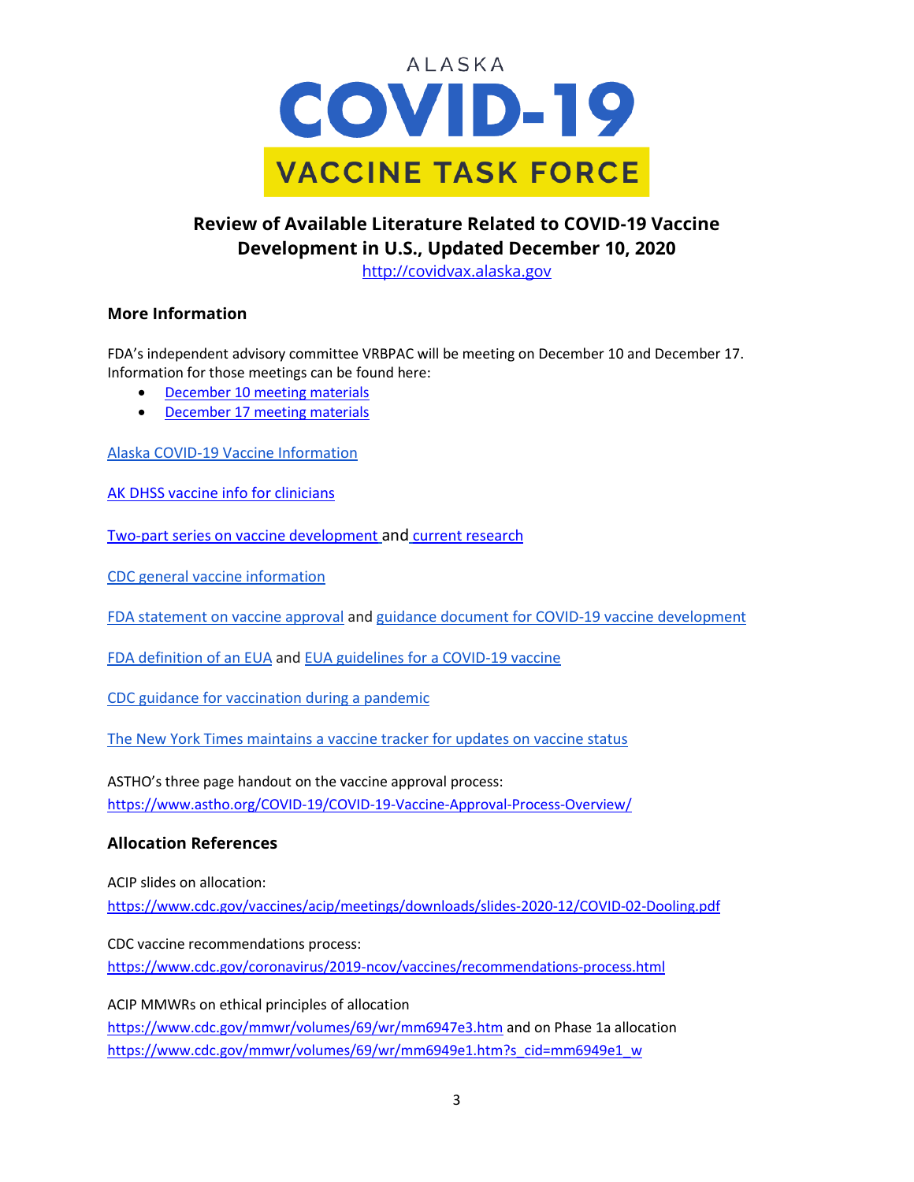ALASKA

# COVID-19

## VACCINE TASK FORCE

## Review of Available Literature Related to COVID-19 Vaccine Development in U.S., Updated December 10, 2020

http://covidvax.alaska.gov

### More Information

FDA's independent advisory committee VRBPAC will be meeting on December 10 and December 17. Information for those meetings can be found here:

- December 10 meeting materials
- December 17 meeting materials

Alaska COVID-19 Vaccine Information

AK DHSS vaccine info for clinicians

Two-part series on vaccine development and current research

CDC general vaccine information

FDA statement on vaccine approval and guidance document for COVID-19 vaccine development

FDA definition of an EUA and EUA guidelines for a COVID-19 vaccine

CDC guidance for vaccination during a pandemic

The New York Times maintains a vaccine tracker for updates on vaccine status

ASTHO's three page handout on the vaccine approval process:
https://www.astho.org/COVID-19/COVID-19-Vaccine-Approval-Process-Overview/

### Allocation References

ACIP slides on allocation:
https://www.cdc.gov/vaccines/acip/meetings/downloads/slides-2020-12/COVID-02-Dooling.pdf

CDC vaccine recommendations process:
https://www.cdc.gov/coronavirus/2019-ncov/vaccines/recommendations-process.html

ACIP MMWRs on ethical principles of allocation
https://www.cdc.gov/mmwr/volumes/69/wr/mm6947e3.htm and on Phase 1a allocation
https://www.cdc.gov/mmwr/volumes/69/wr/mm6949e1.htm?s_cid=mm6949e1_w